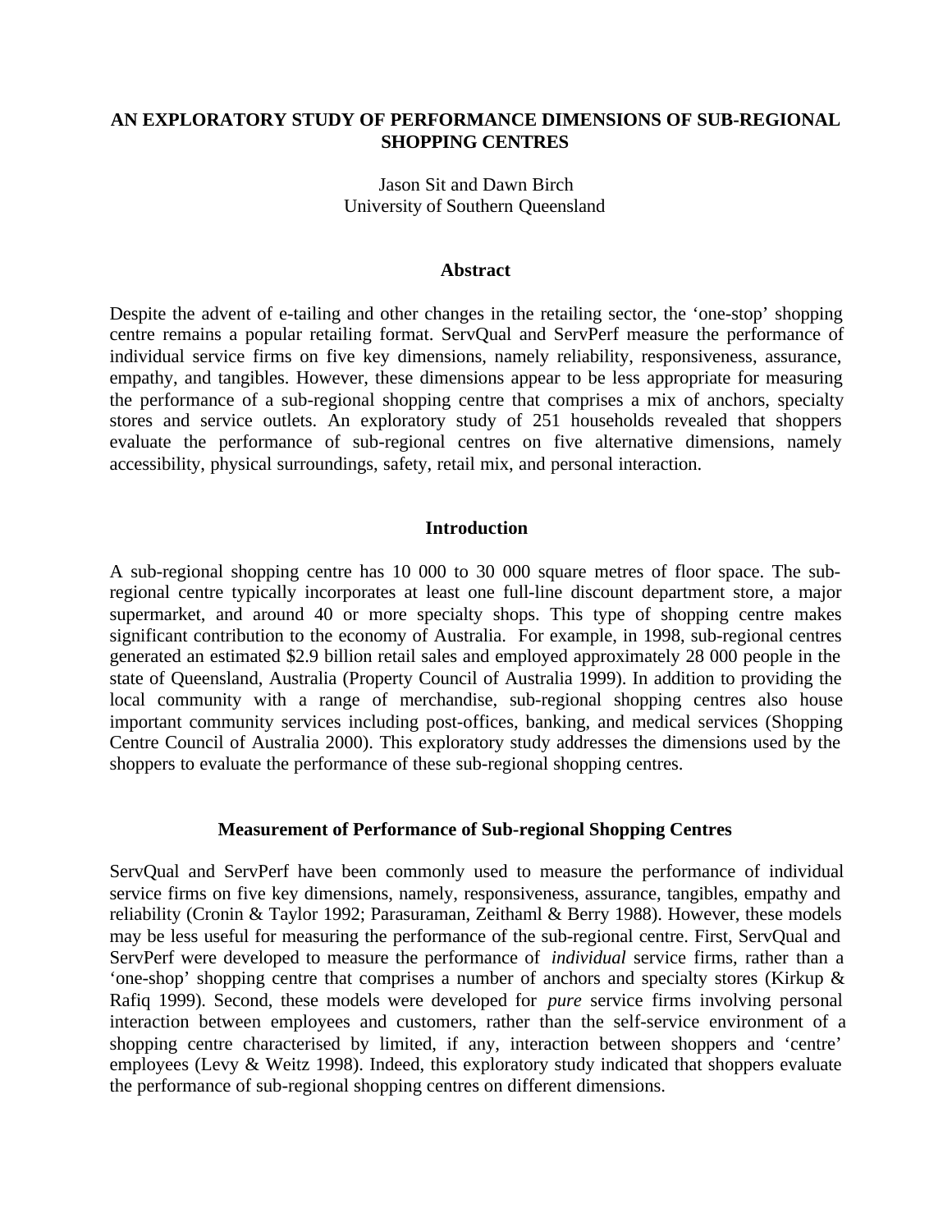# AN EXPLORATORY STUDY OF PERFORMANCE DIMENSIONS OF SUB-REGIONAL SHOPPING CENTRES

Jason Sit and Dawn Birch
University of Southern Queensland

## Abstract

Despite the advent of e-tailing and other changes in the retailing sector, the 'one-stop' shopping centre remains a popular retailing format. ServQual and ServPerf measure the performance of individual service firms on five key dimensions, namely reliability, responsiveness, assurance, empathy, and tangibles. However, these dimensions appear to be less appropriate for measuring the performance of a sub-regional shopping centre that comprises a mix of anchors, specialty stores and service outlets. An exploratory study of 251 households revealed that shoppers evaluate the performance of sub-regional centres on five alternative dimensions, namely accessibility, physical surroundings, safety, retail mix, and personal interaction.

## Introduction

A sub-regional shopping centre has 10 000 to 30 000 square metres of floor space. The sub-regional centre typically incorporates at least one full-line discount department store, a major supermarket, and around 40 or more specialty shops. This type of shopping centre makes significant contribution to the economy of Australia. For example, in 1998, sub-regional centres generated an estimated $2.9 billion retail sales and employed approximately 28 000 people in the state of Queensland, Australia (Property Council of Australia 1999). In addition to providing the local community with a range of merchandise, sub-regional shopping centres also house important community services including post-offices, banking, and medical services (Shopping Centre Council of Australia 2000). This exploratory study addresses the dimensions used by the shoppers to evaluate the performance of these sub-regional shopping centres.

## Measurement of Performance of Sub-regional Shopping Centres

ServQual and ServPerf have been commonly used to measure the performance of individual service firms on five key dimensions, namely, responsiveness, assurance, tangibles, empathy and reliability (Cronin & Taylor 1992; Parasuraman, Zeithaml & Berry 1988). However, these models may be less useful for measuring the performance of the sub-regional centre. First, ServQual and ServPerf were developed to measure the performance of *individual* service firms, rather than a 'one-shop' shopping centre that comprises a number of anchors and specialty stores (Kirkup & Rafiq 1999). Second, these models were developed for *pure* service firms involving personal interaction between employees and customers, rather than the self-service environment of a shopping centre characterised by limited, if any, interaction between shoppers and 'centre' employees (Levy & Weitz 1998). Indeed, this exploratory study indicated that shoppers evaluate the performance of sub-regional shopping centres on different dimensions.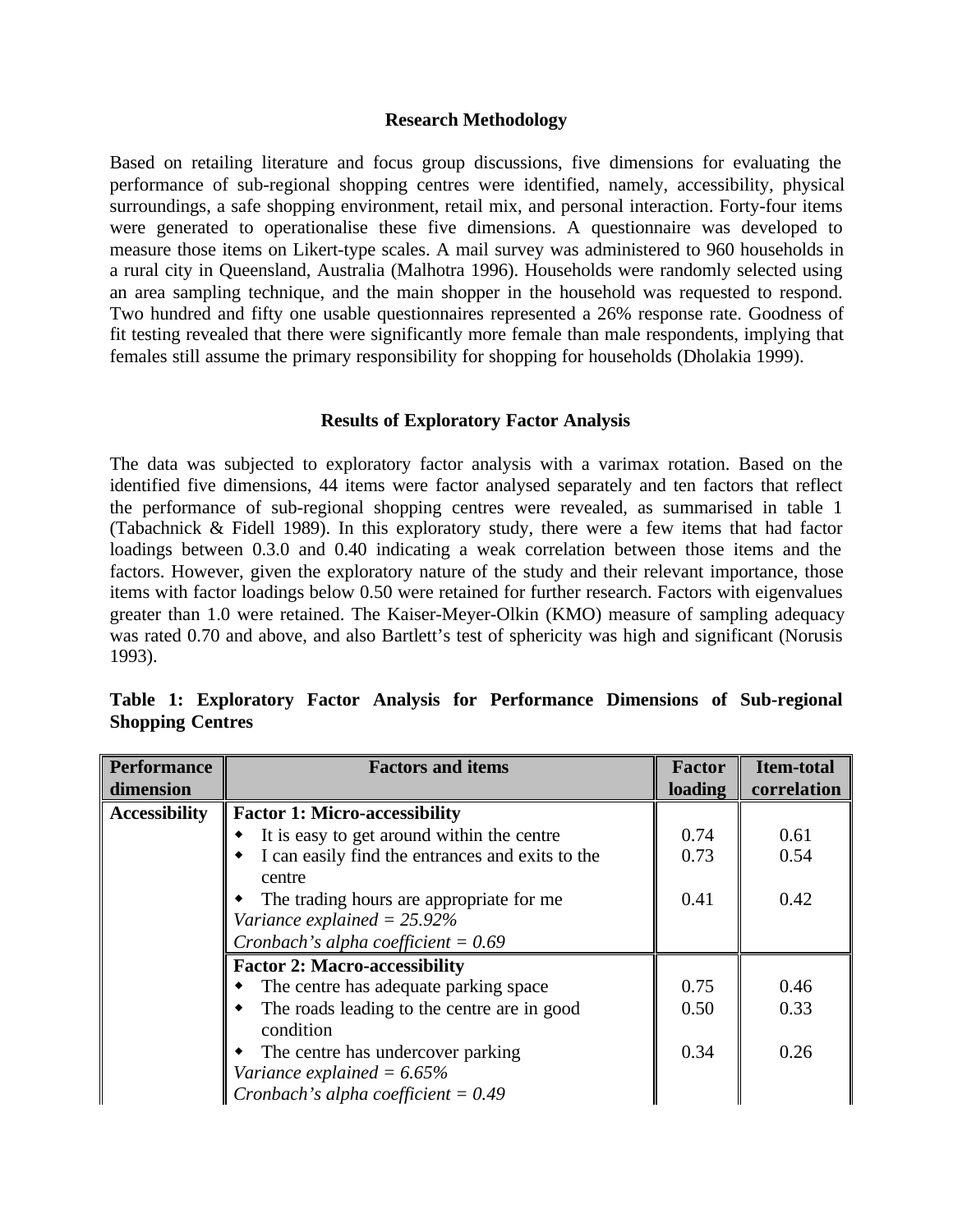## Research Methodology

Based on retailing literature and focus group discussions, five dimensions for evaluating the performance of sub-regional shopping centres were identified, namely, accessibility, physical surroundings, a safe shopping environment, retail mix, and personal interaction. Forty-four items were generated to operationalise these five dimensions. A questionnaire was developed to measure those items on Likert-type scales. A mail survey was administered to 960 households in a rural city in Queensland, Australia (Malhotra 1996). Households were randomly selected using an area sampling technique, and the main shopper in the household was requested to respond. Two hundred and fifty one usable questionnaires represented a 26% response rate. Goodness of fit testing revealed that there were significantly more female than male respondents, implying that females still assume the primary responsibility for shopping for households (Dholakia 1999).

## Results of Exploratory Factor Analysis

The data was subjected to exploratory factor analysis with a varimax rotation. Based on the identified five dimensions, 44 items were factor analysed separately and ten factors that reflect the performance of sub-regional shopping centres were revealed, as summarised in table 1 (Tabachnick & Fidell 1989). In this exploratory study, there were a few items that had factor loadings between 0.3.0 and 0.40 indicating a weak correlation between those items and the factors. However, given the exploratory nature of the study and their relevant importance, those items with factor loadings below 0.50 were retained for further research. Factors with eigenvalues greater than 1.0 were retained. The Kaiser-Meyer-Olkin (KMO) measure of sampling adequacy was rated 0.70 and above, and also Bartlett's test of sphericity was high and significant (Norusis 1993).

**Table 1: Exploratory Factor Analysis for Performance Dimensions of Sub-regional Shopping Centres**

| Performance dimension | Factors and items | Factor loading | Item-total correlation |
|---|---|---|---|
| **Accessibility** | **Factor 1: Micro-accessibility** | | |
| | ◆ It is easy to get around within the centre | 0.74 | 0.61 |
| | ◆ I can easily find the entrances and exits to the centre | 0.73 | 0.54 |
| | ◆ The trading hours are appropriate for me | 0.41 | 0.42 |
| | *Variance explained = 25.92%* | | |
| | *Cronbach's alpha coefficient = 0.69* | | |
| | **Factor 2: Macro-accessibility** | | |
| | ◆ The centre has adequate parking space | 0.75 | 0.46 |
| | ◆ The roads leading to the centre are in good condition | 0.50 | 0.33 |
| | ◆ The centre has undercover parking | 0.34 | 0.26 |
| | *Variance explained = 6.65%* | | |
| | *Cronbach's alpha coefficient = 0.49* | | |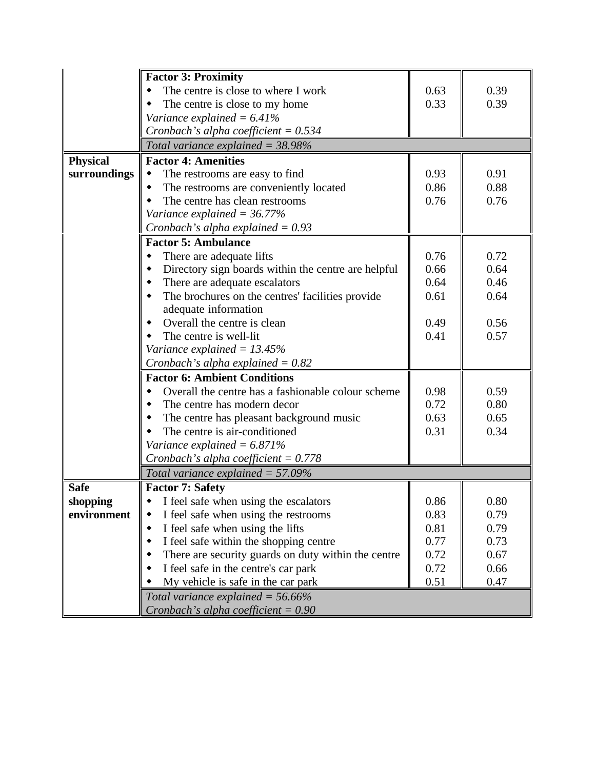| | | | |
|---|---|---|---|
| | **Factor 3: Proximity** | | |
| | ◆ The centre is close to where I work | 0.63 | 0.39 |
| | ◆ The centre is close to my home | 0.33 | 0.39 |
| | *Variance explained = 6.41%* | | |
| | *Cronbach's alpha coefficient = 0.534* | | |
| | *Total variance explained = 38.98%* | | |
| **Physical surroundings** | **Factor 4: Amenities** | | |
| | ◆ The restrooms are easy to find | 0.93 | 0.91 |
| | ◆ The restrooms are conveniently located | 0.86 | 0.88 |
| | ◆ The centre has clean restrooms | 0.76 | 0.76 |
| | *Variance explained = 36.77%* | | |
| | *Cronbach's alpha explained = 0.93* | | |
| | **Factor 5: Ambulance** | | |
| | ◆ There are adequate lifts | 0.76 | 0.72 |
| | ◆ Directory sign boards within the centre are helpful | 0.66 | 0.64 |
| | ◆ There are adequate escalators | 0.64 | 0.46 |
| | ◆ The brochures on the centres' facilities provide adequate information | 0.61 | 0.64 |
| | ◆ Overall the centre is clean | 0.49 | 0.56 |
| | ◆ The centre is well-lit | 0.41 | 0.57 |
| | *Variance explained = 13.45%* | | |
| | *Cronbach's alpha explained = 0.82* | | |
| | **Factor 6: Ambient Conditions** | | |
| | ◆ Overall the centre has a fashionable colour scheme | 0.98 | 0.59 |
| | ◆ The centre has modern decor | 0.72 | 0.80 |
| | ◆ The centre has pleasant background music | 0.63 | 0.65 |
| | ◆ The centre is air-conditioned | 0.31 | 0.34 |
| | *Variance explained = 6.871%* | | |
| | *Cronbach's alpha coefficient = 0.778* | | |
| | *Total variance explained = 57.09%* | | |
| **Safe shopping environment** | **Factor 7: Safety** | | |
| | ◆ I feel safe when using the escalators | 0.86 | 0.80 |
| | ◆ I feel safe when using the restrooms | 0.83 | 0.79 |
| | ◆ I feel safe when using the lifts | 0.81 | 0.79 |
| | ◆ I feel safe within the shopping centre | 0.77 | 0.73 |
| | ◆ There are security guards on duty within the centre | 0.72 | 0.67 |
| | ◆ I feel safe in the centre's car park | 0.72 | 0.66 |
| | ◆ My vehicle is safe in the car park | 0.51 | 0.47 |
| | *Total variance explained = 56.66%* | | |
| | *Cronbach's alpha coefficient = 0.90* | | |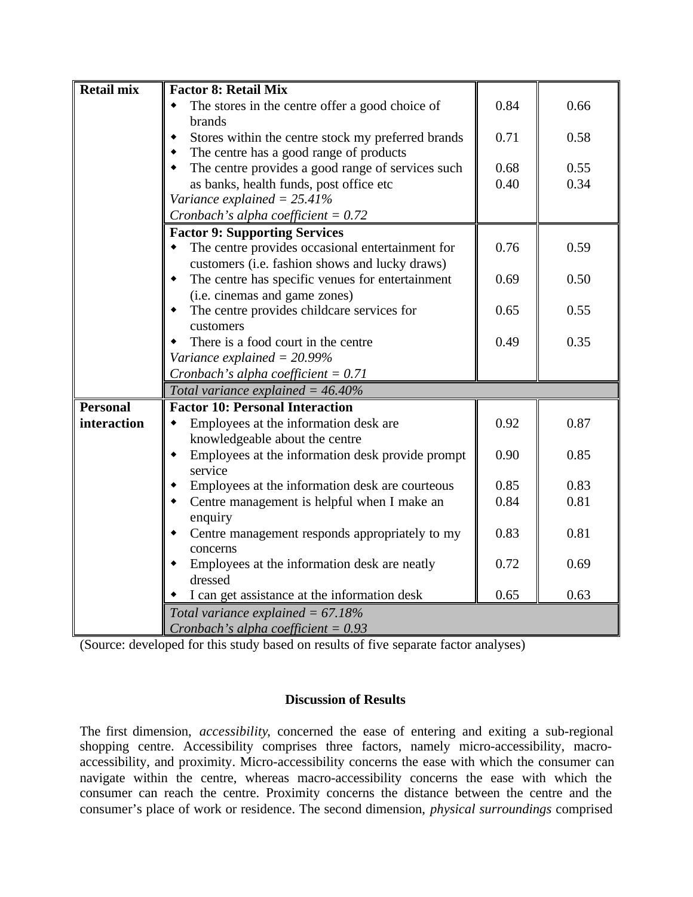| Retail mix | **Factor 8: Retail Mix** | | |
|---|---|---|---|
| | ◆ The stores in the centre offer a good choice of brands | 0.84 | 0.66 |
| | ◆ Stores within the centre stock my preferred brands | 0.71 | 0.58 |
| | ◆ The centre has a good range of products | 0.68 | 0.55 |
| | ◆ The centre provides a good range of services such as banks, health funds, post office etc | 0.40 | 0.34 |
| | *Variance explained = 25.41%* | | |
| | *Cronbach's alpha coefficient = 0.72* | | |
| | **Factor 9: Supporting Services** | | |
| | ◆ The centre provides occasional entertainment for customers (i.e. fashion shows and lucky draws) | 0.76 | 0.59 |
| | ◆ The centre has specific venues for entertainment (i.e. cinemas and game zones) | 0.69 | 0.50 |
| | ◆ The centre provides childcare services for customers | 0.65 | 0.55 |
| | ◆ There is a food court in the centre | 0.49 | 0.35 |
| | *Variance explained = 20.99%* | | |
| | *Cronbach's alpha coefficient = 0.71* | | |
| | *Total variance explained = 46.40%* | | |
| **Personal interaction** | **Factor 10: Personal Interaction** | | |
| | ◆ Employees at the information desk are knowledgeable about the centre | 0.92 | 0.87 |
| | ◆ Employees at the information desk provide prompt service | 0.90 | 0.85 |
| | ◆ Employees at the information desk are courteous | 0.85 | 0.83 |
| | ◆ Centre management is helpful when I make an enquiry | 0.84 | 0.81 |
| | ◆ Centre management responds appropriately to my concerns | 0.83 | 0.81 |
| | ◆ Employees at the information desk are neatly dressed | 0.72 | 0.69 |
| | ◆ I can get assistance at the information desk | 0.65 | 0.63 |
| | *Total variance explained = 67.18%* | | |
| | *Cronbach's alpha coefficient = 0.93* | | |

(Source: developed for this study based on results of five separate factor analyses)

## Discussion of Results

The first dimension, *accessibility*, concerned the ease of entering and exiting a sub-regional shopping centre. Accessibility comprises three factors, namely micro-accessibility, macro-accessibility, and proximity. Micro-accessibility concerns the ease with which the consumer can navigate within the centre, whereas macro-accessibility concerns the ease with which the consumer can reach the centre. Proximity concerns the distance between the centre and the consumer's place of work or residence. The second dimension, *physical surroundings* comprised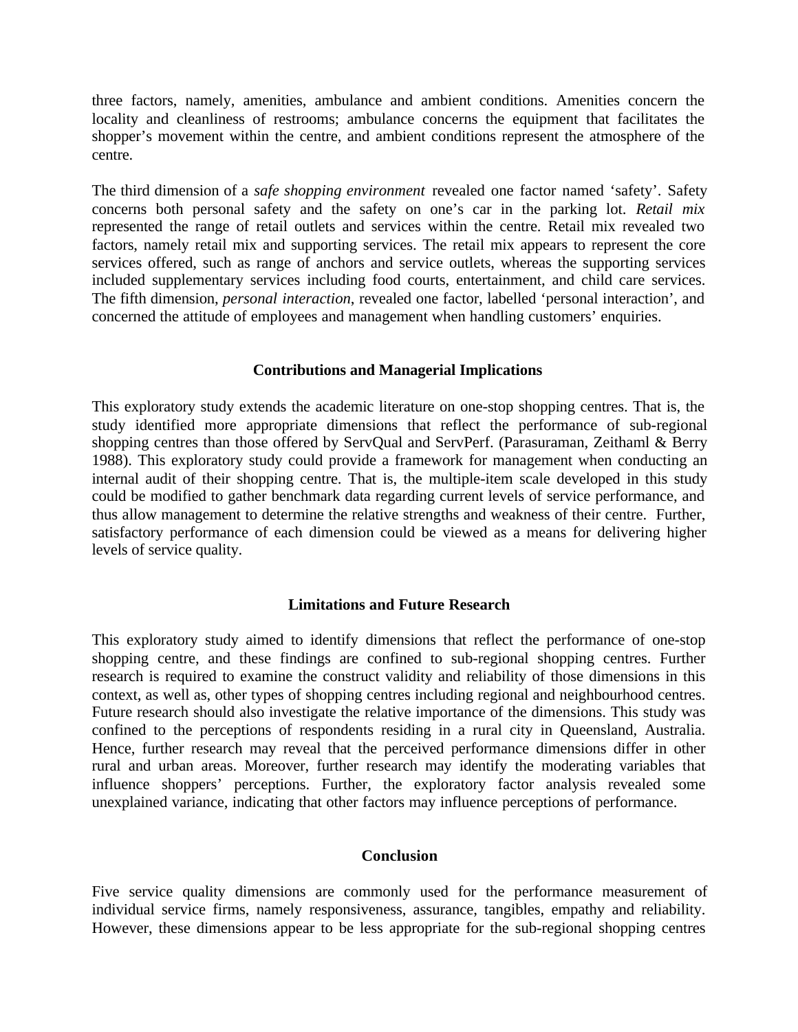three factors, namely, amenities, ambulance and ambient conditions. Amenities concern the locality and cleanliness of restrooms; ambulance concerns the equipment that facilitates the shopper's movement within the centre, and ambient conditions represent the atmosphere of the centre.

The third dimension of a *safe shopping environment* revealed one factor named 'safety'. Safety concerns both personal safety and the safety on one's car in the parking lot. *Retail mix* represented the range of retail outlets and services within the centre. Retail mix revealed two factors, namely retail mix and supporting services. The retail mix appears to represent the core services offered, such as range of anchors and service outlets, whereas the supporting services included supplementary services including food courts, entertainment, and child care services. The fifth dimension, *personal interaction*, revealed one factor, labelled 'personal interaction', and concerned the attitude of employees and management when handling customers' enquiries.

## Contributions and Managerial Implications

This exploratory study extends the academic literature on one-stop shopping centres. That is, the study identified more appropriate dimensions that reflect the performance of sub-regional shopping centres than those offered by ServQual and ServPerf. (Parasuraman, Zeithaml & Berry 1988). This exploratory study could provide a framework for management when conducting an internal audit of their shopping centre. That is, the multiple-item scale developed in this study could be modified to gather benchmark data regarding current levels of service performance, and thus allow management to determine the relative strengths and weakness of their centre. Further, satisfactory performance of each dimension could be viewed as a means for delivering higher levels of service quality.

## Limitations and Future Research

This exploratory study aimed to identify dimensions that reflect the performance of one-stop shopping centre, and these findings are confined to sub-regional shopping centres. Further research is required to examine the construct validity and reliability of those dimensions in this context, as well as, other types of shopping centres including regional and neighbourhood centres. Future research should also investigate the relative importance of the dimensions. This study was confined to the perceptions of respondents residing in a rural city in Queensland, Australia. Hence, further research may reveal that the perceived performance dimensions differ in other rural and urban areas. Moreover, further research may identify the moderating variables that influence shoppers' perceptions. Further, the exploratory factor analysis revealed some unexplained variance, indicating that other factors may influence perceptions of performance.

## Conclusion

Five service quality dimensions are commonly used for the performance measurement of individual service firms, namely responsiveness, assurance, tangibles, empathy and reliability. However, these dimensions appear to be less appropriate for the sub-regional shopping centres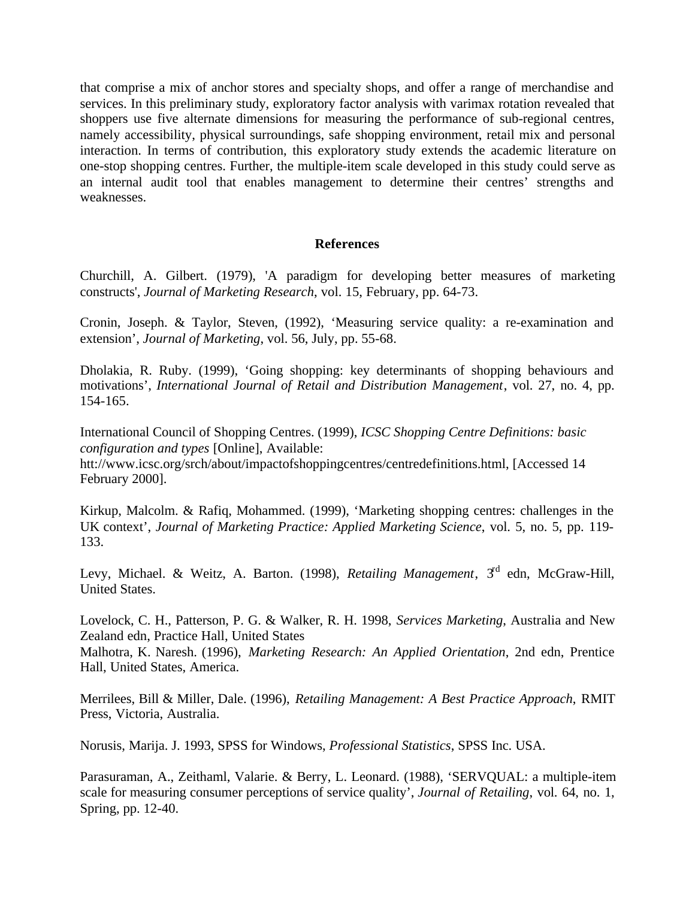that comprise a mix of anchor stores and specialty shops, and offer a range of merchandise and services. In this preliminary study, exploratory factor analysis with varimax rotation revealed that shoppers use five alternate dimensions for measuring the performance of sub-regional centres, namely accessibility, physical surroundings, safe shopping environment, retail mix and personal interaction. In terms of contribution, this exploratory study extends the academic literature on one-stop shopping centres. Further, the multiple-item scale developed in this study could serve as an internal audit tool that enables management to determine their centres' strengths and weaknesses.

## References

Churchill, A. Gilbert. (1979), 'A paradigm for developing better measures of marketing constructs', *Journal of Marketing Research*, vol. 15, February, pp. 64-73.

Cronin, Joseph. & Taylor, Steven, (1992), 'Measuring service quality: a re-examination and extension', *Journal of Marketing*, vol. 56, July, pp. 55-68.

Dholakia, R. Ruby. (1999), 'Going shopping: key determinants of shopping behaviours and motivations', *International Journal of Retail and Distribution Management*, vol. 27, no. 4, pp. 154-165.

International Council of Shopping Centres. (1999), *ICSC Shopping Centre Definitions: basic configuration and types* [Online], Available: htt://www.icsc.org/srch/about/impactofshoppingcentres/centredefinitions.html, [Accessed 14 February 2000].

Kirkup, Malcolm. & Rafiq, Mohammed. (1999), 'Marketing shopping centres: challenges in the UK context', *Journal of Marketing Practice: Applied Marketing Science*, vol. 5, no. 5, pp. 119-133.

Levy, Michael. & Weitz, A. Barton. (1998), *Retailing Management*, 3rd edn, McGraw-Hill, United States.

Lovelock, C. H., Patterson, P. G. & Walker, R. H. 1998, *Services Marketing*, Australia and New Zealand edn, Practice Hall, United States

Malhotra, K. Naresh. (1996), *Marketing Research: An Applied Orientation*, 2nd edn, Prentice Hall, United States, America.

Merrilees, Bill & Miller, Dale. (1996), *Retailing Management: A Best Practice Approach*, RMIT Press, Victoria, Australia.

Norusis, Marija. J. 1993, SPSS for Windows, *Professional Statistics*, SPSS Inc. USA.

Parasuraman, A., Zeithaml, Valarie. & Berry, L. Leonard. (1988), 'SERVQUAL: a multiple-item scale for measuring consumer perceptions of service quality', *Journal of Retailing*, vol. 64, no. 1, Spring, pp. 12-40.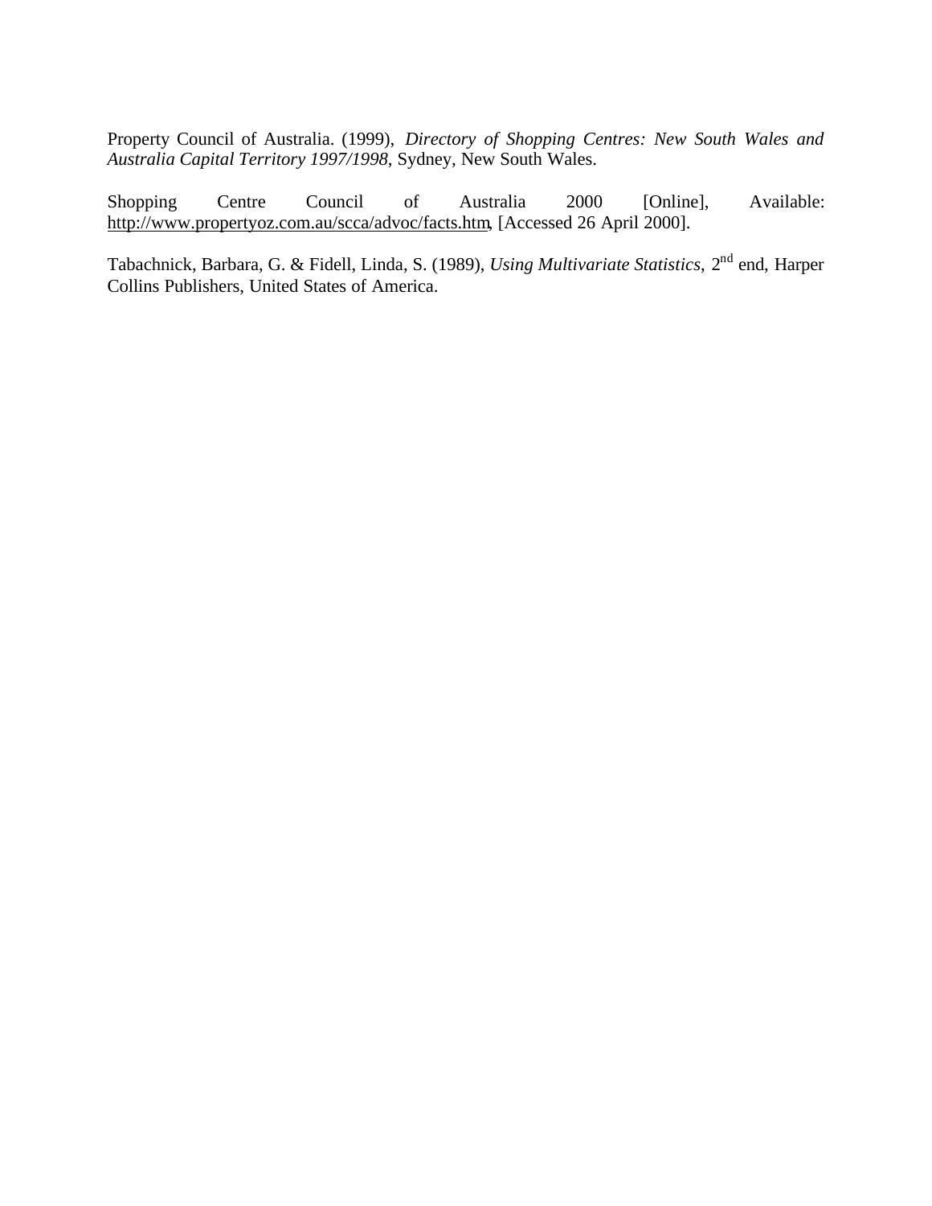Property Council of Australia. (1999), *Directory of Shopping Centres: New South Wales and Australia Capital Territory 1997/1998*, Sydney, New South Wales.

Shopping Centre Council of Australia 2000 [Online], Available: http://www.propertyoz.com.au/scca/advoc/facts.htm, [Accessed 26 April 2000].

Tabachnick, Barbara, G. & Fidell, Linda, S. (1989), *Using Multivariate Statistics*, 2nd end, Harper Collins Publishers, United States of America.